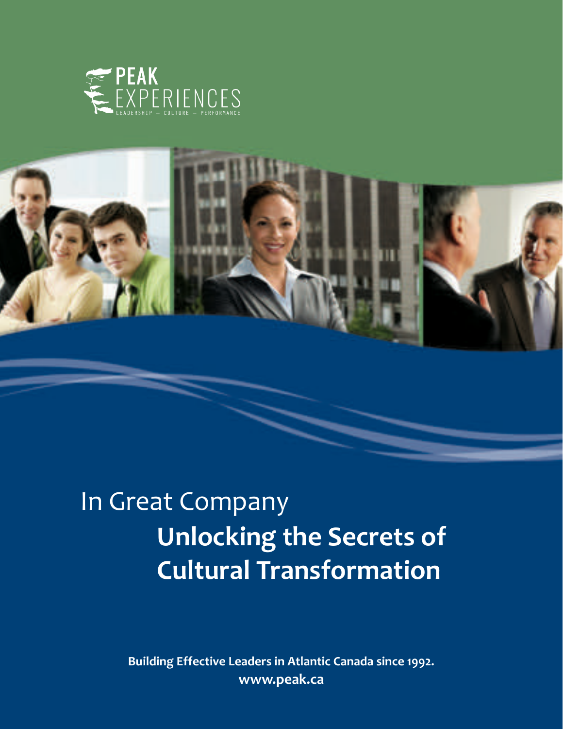PEAK EXPERIENCES

LEADERSHIP – CULTURE – PERFORMANCE

# In Great Company
# **Unlocking the Secrets of Cultural Transformation**

**Building Effective Leaders in Atlantic Canada since 1992.**
**www.peak.ca**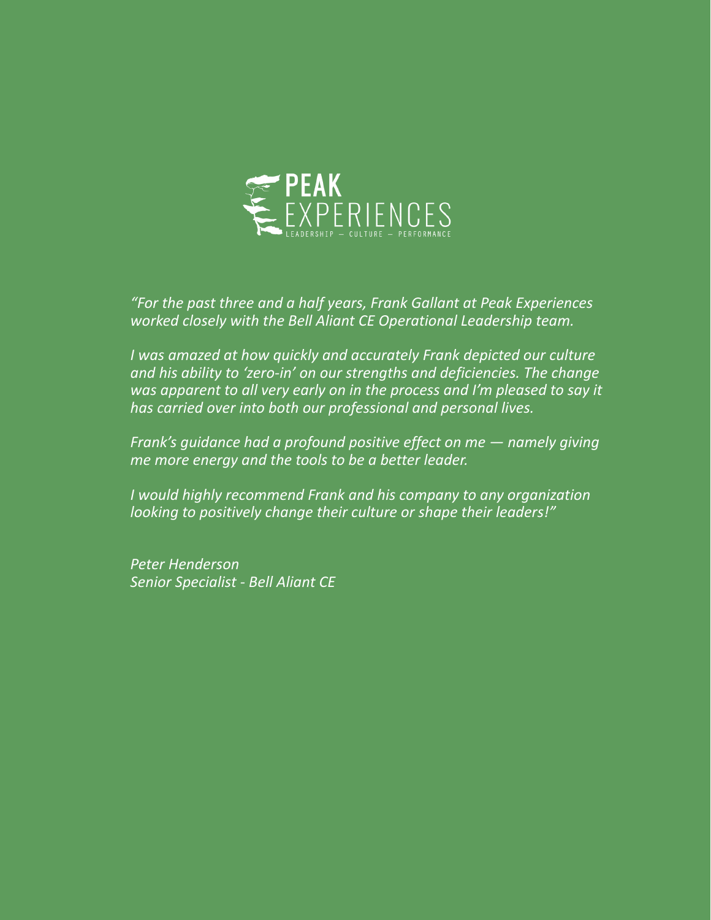PEAK EXPERIENCES
LEADERSHIP — CULTURE — PERFORMANCE

*"For the past three and a half years, Frank Gallant at Peak Experiences worked closely with the Bell Aliant CE Operational Leadership team.*

*I was amazed at how quickly and accurately Frank depicted our culture and his ability to 'zero-in' on our strengths and deficiencies. The change was apparent to all very early on in the process and I'm pleased to say it has carried over into both our professional and personal lives.*

*Frank's guidance had a profound positive effect on me — namely giving me more energy and the tools to be a better leader.*

*I would highly recommend Frank and his company to any organization looking to positively change their culture or shape their leaders!"*

*Peter Henderson*
*Senior Specialist - Bell Aliant CE*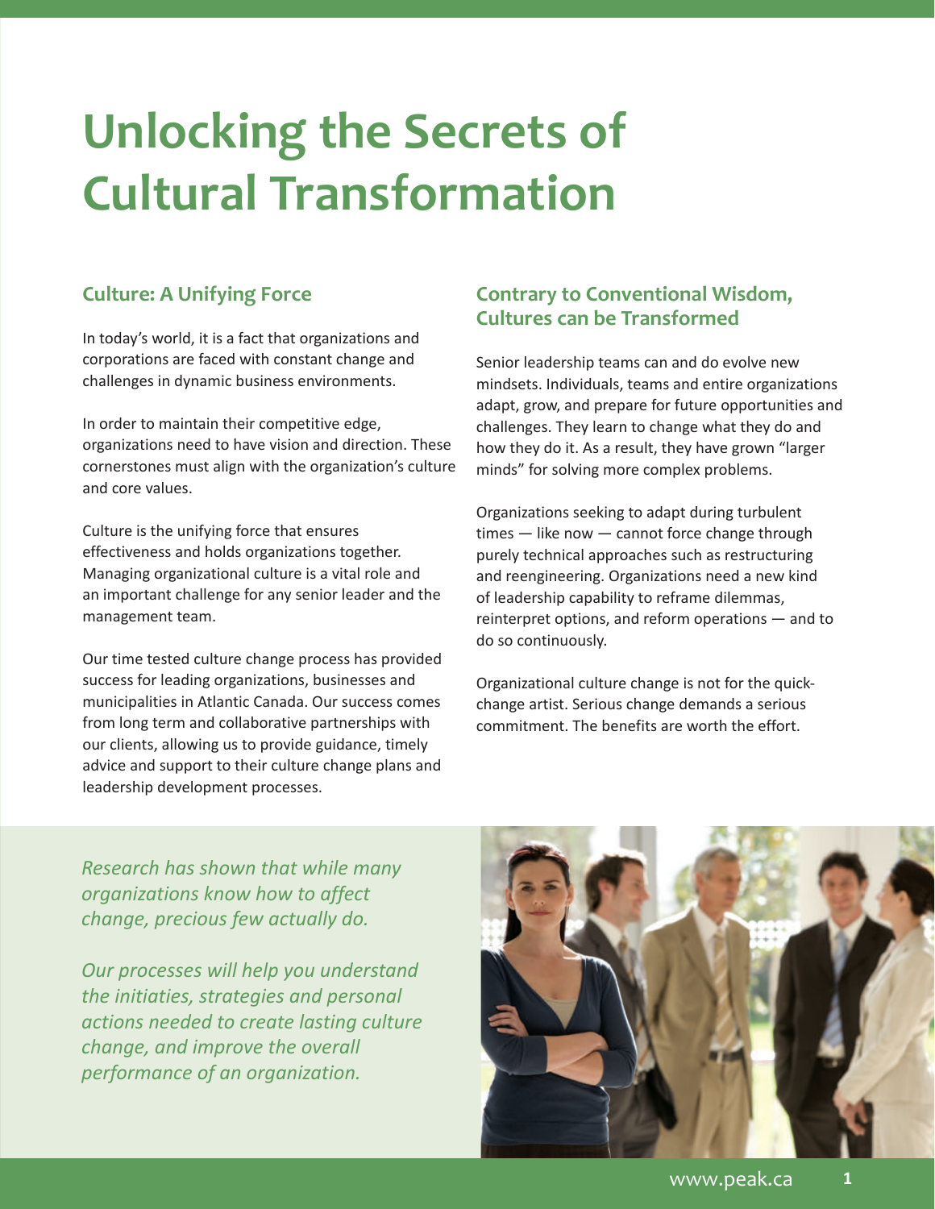# Unlocking the Secrets of Cultural Transformation

## Culture: A Unifying Force

In today's world, it is a fact that organizations and corporations are faced with constant change and challenges in dynamic business environments.

In order to maintain their competitive edge, organizations need to have vision and direction. These cornerstones must align with the organization's culture and core values.

Culture is the unifying force that ensures effectiveness and holds organizations together. Managing organizational culture is a vital role and an important challenge for any senior leader and the management team.

Our time tested culture change process has provided success for leading organizations, businesses and municipalities in Atlantic Canada. Our success comes from long term and collaborative partnerships with our clients, allowing us to provide guidance, timely advice and support to their culture change plans and leadership development processes.

## Contrary to Conventional Wisdom, Cultures can be Transformed

Senior leadership teams can and do evolve new mindsets. Individuals, teams and entire organizations adapt, grow, and prepare for future opportunities and challenges. They learn to change what they do and how they do it. As a result, they have grown "larger minds" for solving more complex problems.

Organizations seeking to adapt during turbulent times — like now — cannot force change through purely technical approaches such as restructuring and reengineering. Organizations need a new kind of leadership capability to reframe dilemmas, reinterpret options, and reform operations — and to do so continuously.

Organizational culture change is not for the quick-change artist. Serious change demands a serious commitment. The benefits are worth the effort.

*Research has shown that while many organizations know how to affect change, precious few actually do.*

*Our processes will help you understand the initiaties, strategies and personal actions needed to create lasting culture change, and improve the overall performance of an organization.*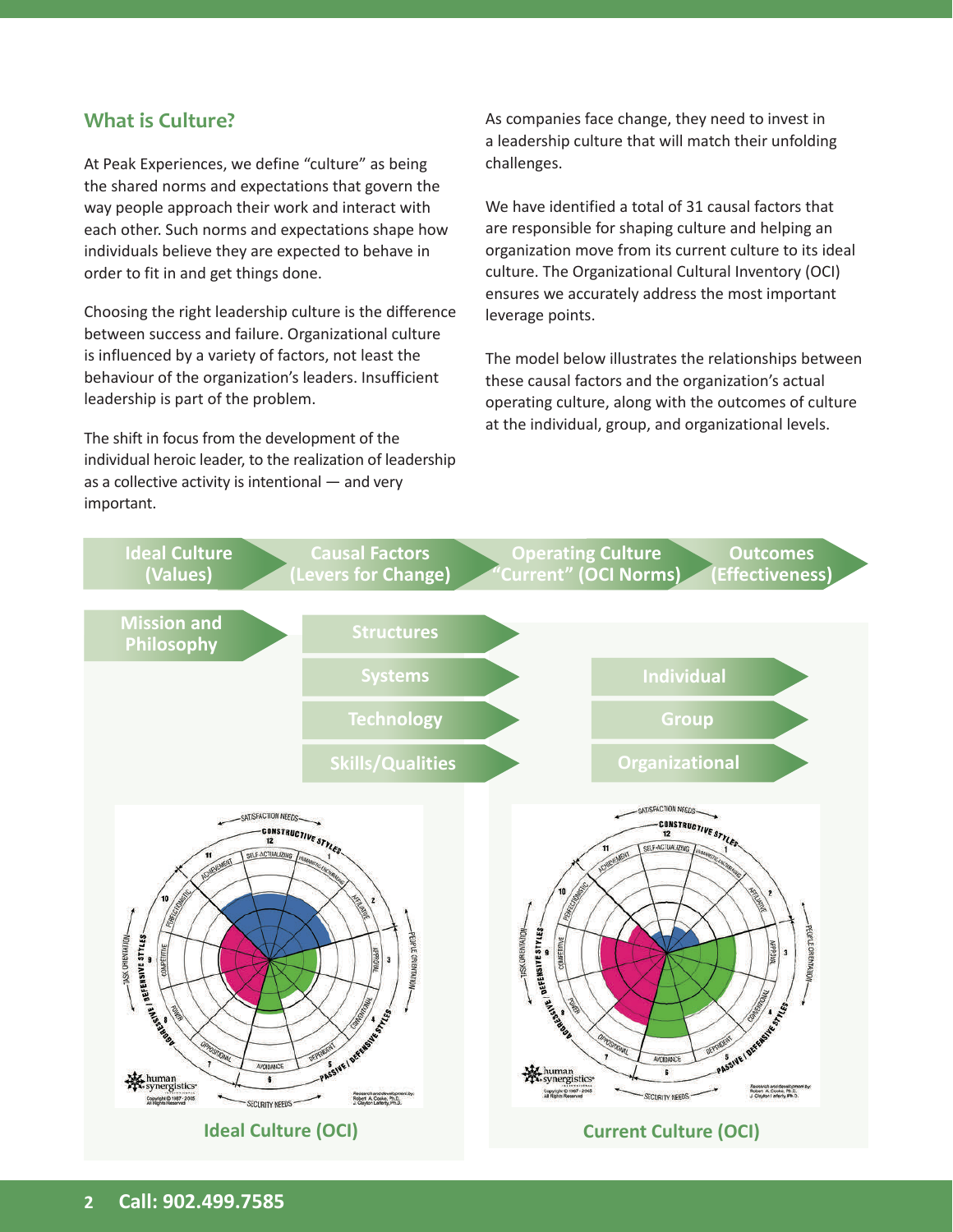## What is Culture?

At Peak Experiences, we define "culture" as being the shared norms and expectations that govern the way people approach their work and interact with each other. Such norms and expectations shape how individuals believe they are expected to behave in order to fit in and get things done.

Choosing the right leadership culture is the difference between success and failure. Organizational culture is influenced by a variety of factors, not least the behaviour of the organization's leaders. Insufficient leadership is part of the problem.

The shift in focus from the development of the individual heroic leader, to the realization of leadership as a collective activity is intentional — and very important.

As companies face change, they need to invest in a leadership culture that will match their unfolding challenges.

We have identified a total of 31 causal factors that are responsible for shaping culture and helping an organization move from its current culture to its ideal culture. The Organizational Cultural Inventory (OCI) ensures we accurately address the most important leverage points.

The model below illustrates the relationships between these causal factors and the organization's actual operating culture, along with the outcomes of culture at the individual, group, and organizational levels.

Ideal Culture (Values) → Causal Factors (Levers for Change) → Operating Culture "Current" (OCI Norms) → Outcomes (Effectiveness)

Mission and Philosophy

Structures

Systems

Technology

Skills/Qualities

Individual

Group

Organizational

Ideal Culture (OCI)

Current Culture (OCI)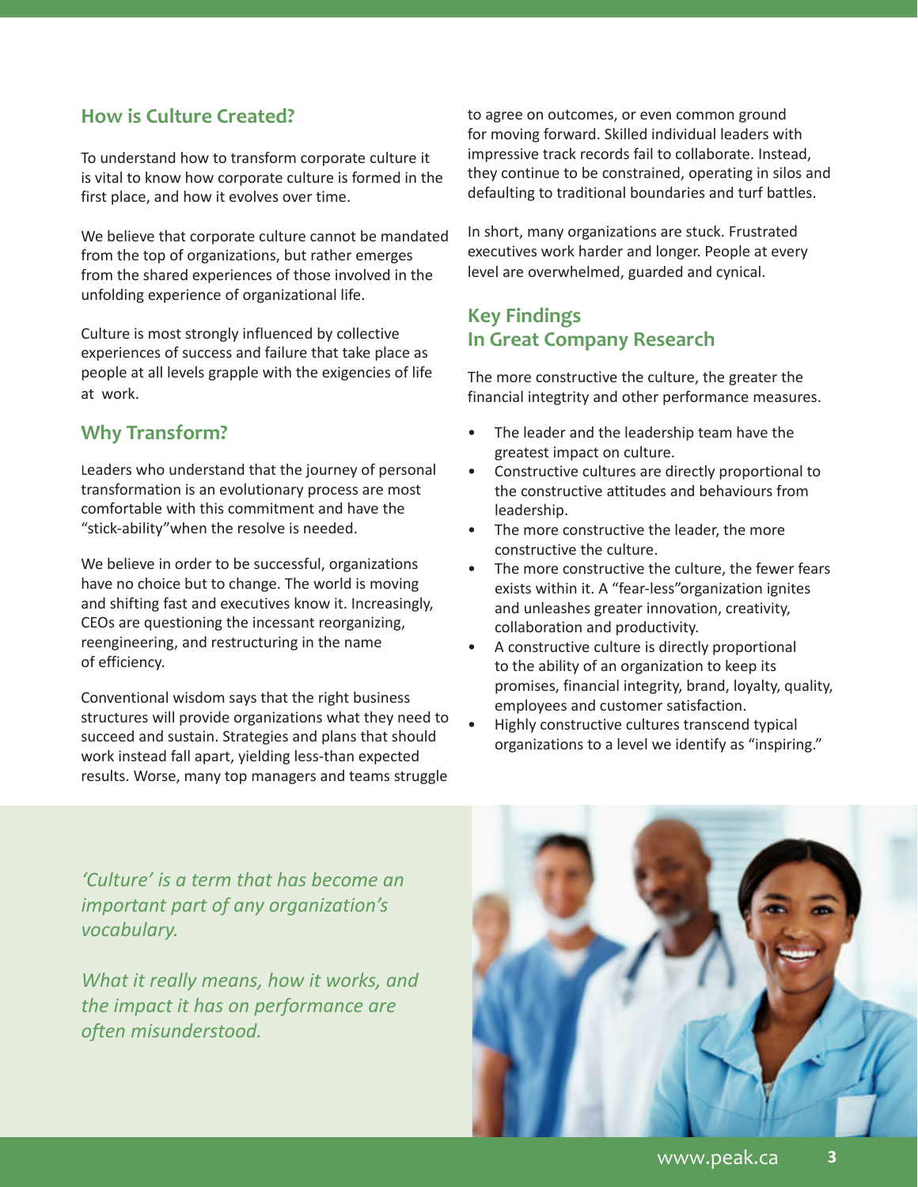## How is Culture Created?

To understand how to transform corporate culture it is vital to know how corporate culture is formed in the first place, and how it evolves over time.

We believe that corporate culture cannot be mandated from the top of organizations, but rather emerges from the shared experiences of those involved in the unfolding experience of organizational life.

Culture is most strongly influenced by collective experiences of success and failure that take place as people at all levels grapple with the exigencies of life at work.

## Why Transform?

Leaders who understand that the journey of personal transformation is an evolutionary process are most comfortable with this commitment and have the "stick-ability"when the resolve is needed.

We believe in order to be successful, organizations have no choice but to change. The world is moving and shifting fast and executives know it. Increasingly, CEOs are questioning the incessant reorganizing, reengineering, and restructuring in the name of efficiency.

Conventional wisdom says that the right business structures will provide organizations what they need to succeed and sustain. Strategies and plans that should work instead fall apart, yielding less-than expected results. Worse, many top managers and teams struggle to agree on outcomes, or even common ground for moving forward. Skilled individual leaders with impressive track records fail to collaborate. Instead, they continue to be constrained, operating in silos and defaulting to traditional boundaries and turf battles.

In short, many organizations are stuck. Frustrated executives work harder and longer. People at every level are overwhelmed, guarded and cynical.

## Key Findings In Great Company Research

The more constructive the culture, the greater the financial intregtrity and other performance measures.

- The leader and the leadership team have the greatest impact on culture.
- Constructive cultures are directly proportional to the constructive attitudes and behaviours from leadership.
- The more constructive the leader, the more constructive the culture.
- The more constructive the culture, the fewer fears exists within it. A "fear-less"organization ignites and unleashes greater innovation, creativity, collaboration and productivity.
- A constructive culture is directly proportional to the ability of an organization to keep its promises, financial integrity, brand, loyalty, quality, employees and customer satisfaction.
- Highly constructive cultures transcend typical organizations to a level we identify as "inspiring."

*'Culture' is a term that has become an important part of any organization's vocabulary.*

*What it really means, how it works, and the impact it has on performance are often misunderstood.*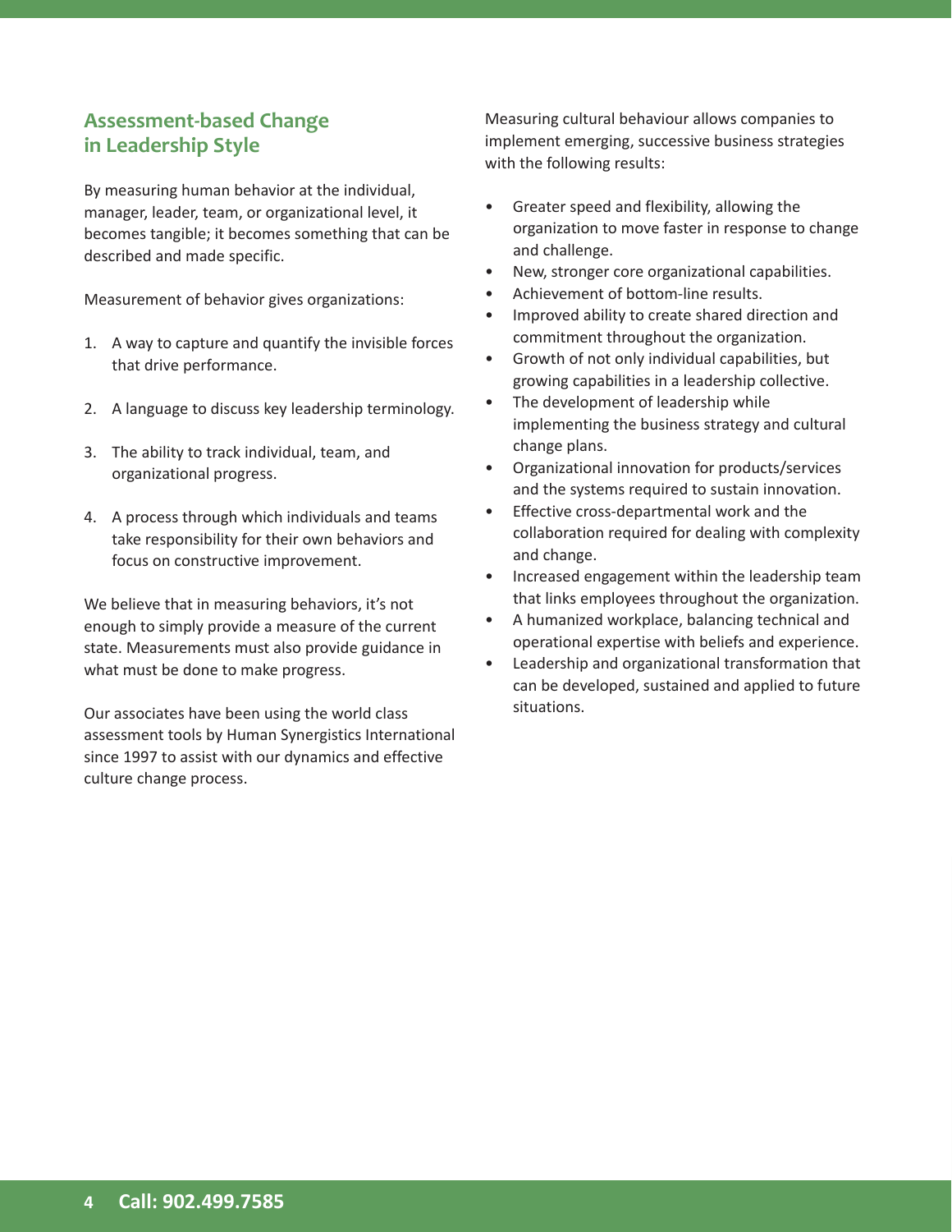## Assessment-based Change in Leadership Style

By measuring human behavior at the individual, manager, leader, team, or organizational level, it becomes tangible; it becomes something that can be described and made specific.

Measurement of behavior gives organizations:

1. A way to capture and quantify the invisible forces that drive performance.
2. A language to discuss key leadership terminology.
3. The ability to track individual, team, and organizational progress.
4. A process through which individuals and teams take responsibility for their own behaviors and focus on constructive improvement.

We believe that in measuring behaviors, it's not enough to simply provide a measure of the current state. Measurements must also provide guidance in what must be done to make progress.

Our associates have been using the world class assessment tools by Human Synergistics International since 1997 to assist with our dynamics and effective culture change process.

Measuring cultural behaviour allows companies to implement emerging, successive business strategies with the following results:

- Greater speed and flexibility, allowing the organization to move faster in response to change and challenge.
- New, stronger core organizational capabilities.
- Achievement of bottom-line results.
- Improved ability to create shared direction and commitment throughout the organization.
- Growth of not only individual capabilities, but growing capabilities in a leadership collective.
- The development of leadership while implementing the business strategy and cultural change plans.
- Organizational innovation for products/services and the systems required to sustain innovation.
- Effective cross-departmental work and the collaboration required for dealing with complexity and change.
- Increased engagement within the leadership team that links employees throughout the organization.
- A humanized workplace, balancing technical and operational expertise with beliefs and experience.
- Leadership and organizational transformation that can be developed, sustained and applied to future situations.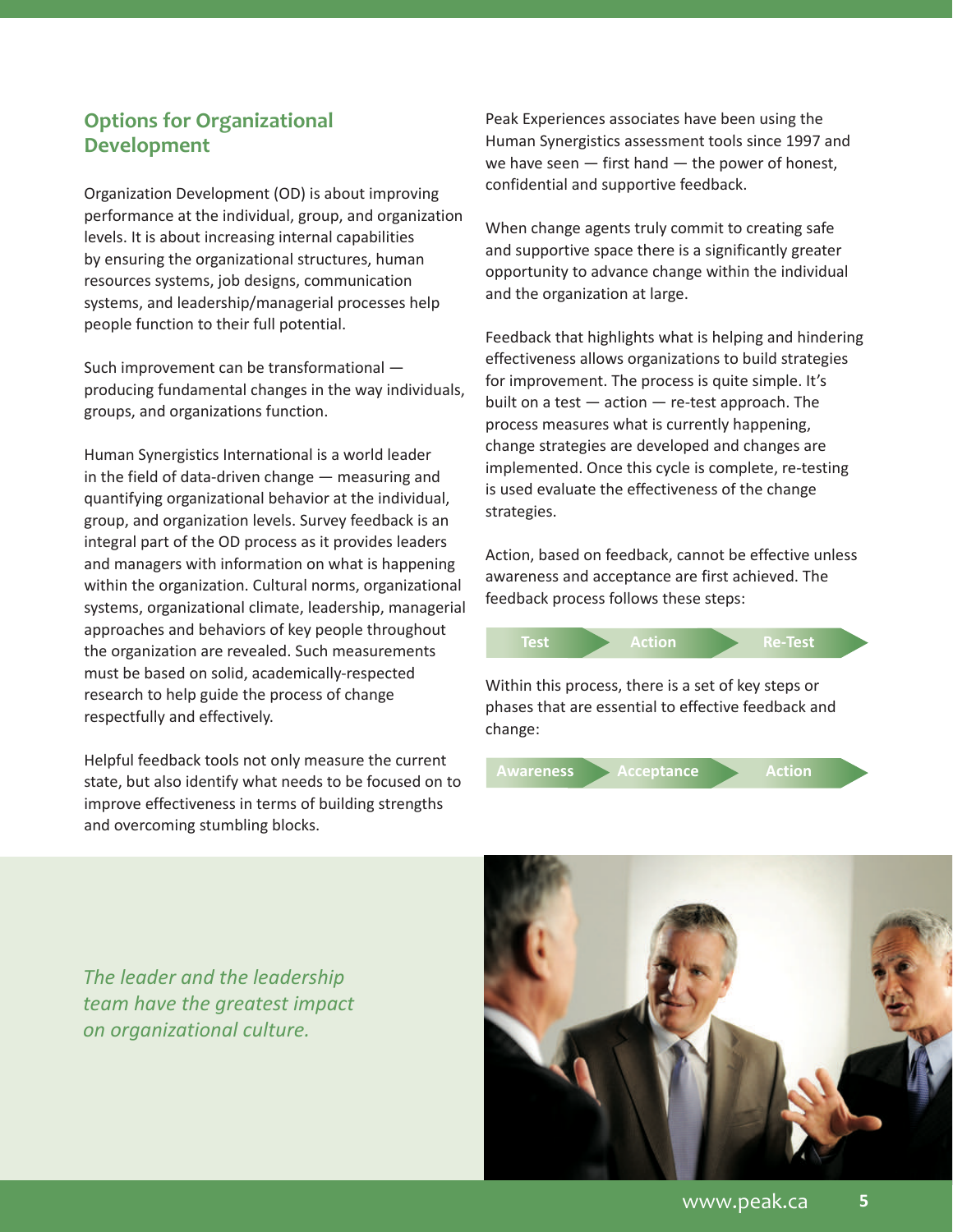## Options for Organizational Development

Organization Development (OD) is about improving performance at the individual, group, and organization levels. It is about increasing internal capabilities by ensuring the organizational structures, human resources systems, job designs, communication systems, and leadership/managerial processes help people function to their full potential.

Such improvement can be transformational — producing fundamental changes in the way individuals, groups, and organizations function.

Human Synergistics International is a world leader in the field of data-driven change — measuring and quantifying organizational behavior at the individual, group, and organization levels. Survey feedback is an integral part of the OD process as it provides leaders and managers with information on what is happening within the organization. Cultural norms, organizational systems, organizational climate, leadership, managerial approaches and behaviors of key people throughout the organization are revealed. Such measurements must be based on solid, academically-respected research to help guide the process of change respectfully and effectively.

Helpful feedback tools not only measure the current state, but also identify what needs to be focused on to improve effectiveness in terms of building strengths and overcoming stumbling blocks.

Peak Experiences associates have been using the Human Synergistics assessment tools since 1997 and we have seen — first hand — the power of honest, confidential and supportive feedback.

When change agents truly commit to creating safe and supportive space there is a significantly greater opportunity to advance change within the individual and the organization at large.

Feedback that highlights what is helping and hindering effectiveness allows organizations to build strategies for improvement. The process is quite simple. It's built on a test — action — re-test approach. The process measures what is currently happening, change strategies are developed and changes are implemented. Once this cycle is complete, re-testing is used evaluate the effectiveness of the change strategies.

Action, based on feedback, cannot be effective unless awareness and acceptance are first achieved. The feedback process follows these steps:

**Test → Action → Re-Test**

Within this process, there is a set of key steps or phases that are essential to effective feedback and change:

**Awareness → Acceptance → Action**

*The leader and the leadership team have the greatest impact on organizational culture.*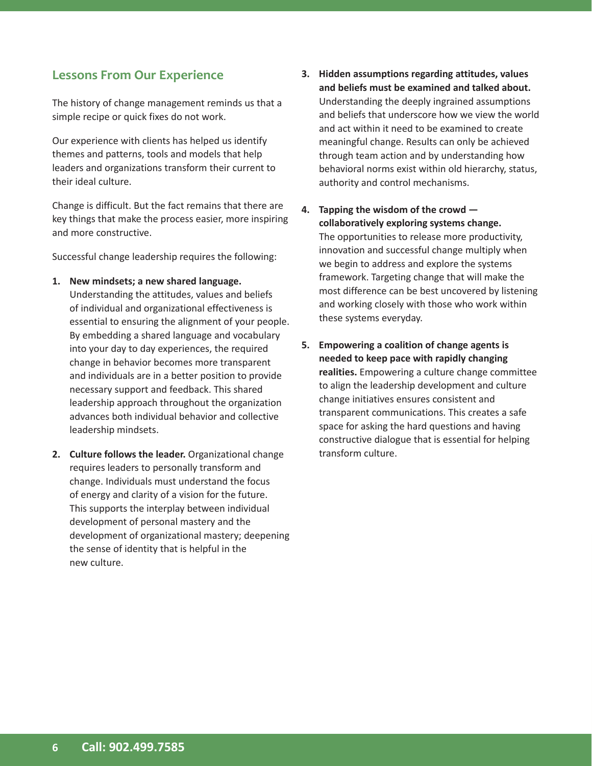## Lessons From Our Experience

The history of change management reminds us that a simple recipe or quick fixes do not work.

Our experience with clients has helped us identify themes and patterns, tools and models that help leaders and organizations transform their current to their ideal culture.

Change is difficult. But the fact remains that there are key things that make the process easier, more inspiring and more constructive.

Successful change leadership requires the following:

1. **New mindsets; a new shared language.** Understanding the attitudes, values and beliefs of individual and organizational effectiveness is essential to ensuring the alignment of your people. By embedding a shared language and vocabulary into your day to day experiences, the required change in behavior becomes more transparent and individuals are in a better position to provide necessary support and feedback. This shared leadership approach throughout the organization advances both individual behavior and collective leadership mindsets.

2. **Culture follows the leader.** Organizational change requires leaders to personally transform and change. Individuals must understand the focus of energy and clarity of a vision for the future. This supports the interplay between individual development of personal mastery and the development of organizational mastery; deepening the sense of identity that is helpful in the new culture.

3. **Hidden assumptions regarding attitudes, values and beliefs must be examined and talked about.** Understanding the deeply ingrained assumptions and beliefs that underscore how we view the world and act within it need to be examined to create meaningful change. Results can only be achieved through team action and by understanding how behavioral norms exist within old hierarchy, status, authority and control mechanisms.

4. **Tapping the wisdom of the crowd — collaboratively exploring systems change.** The opportunities to release more productivity, innovation and successful change multiply when we begin to address and explore the systems framework. Targeting change that will make the most difference can be best uncovered by listening and working closely with those who work within these systems everyday.

5. **Empowering a coalition of change agents is needed to keep pace with rapidly changing realities.** Empowering a culture change committee to align the leadership development and culture change initiatives ensures consistent and transparent communications. This creates a safe space for asking the hard questions and having constructive dialogue that is essential for helping transform culture.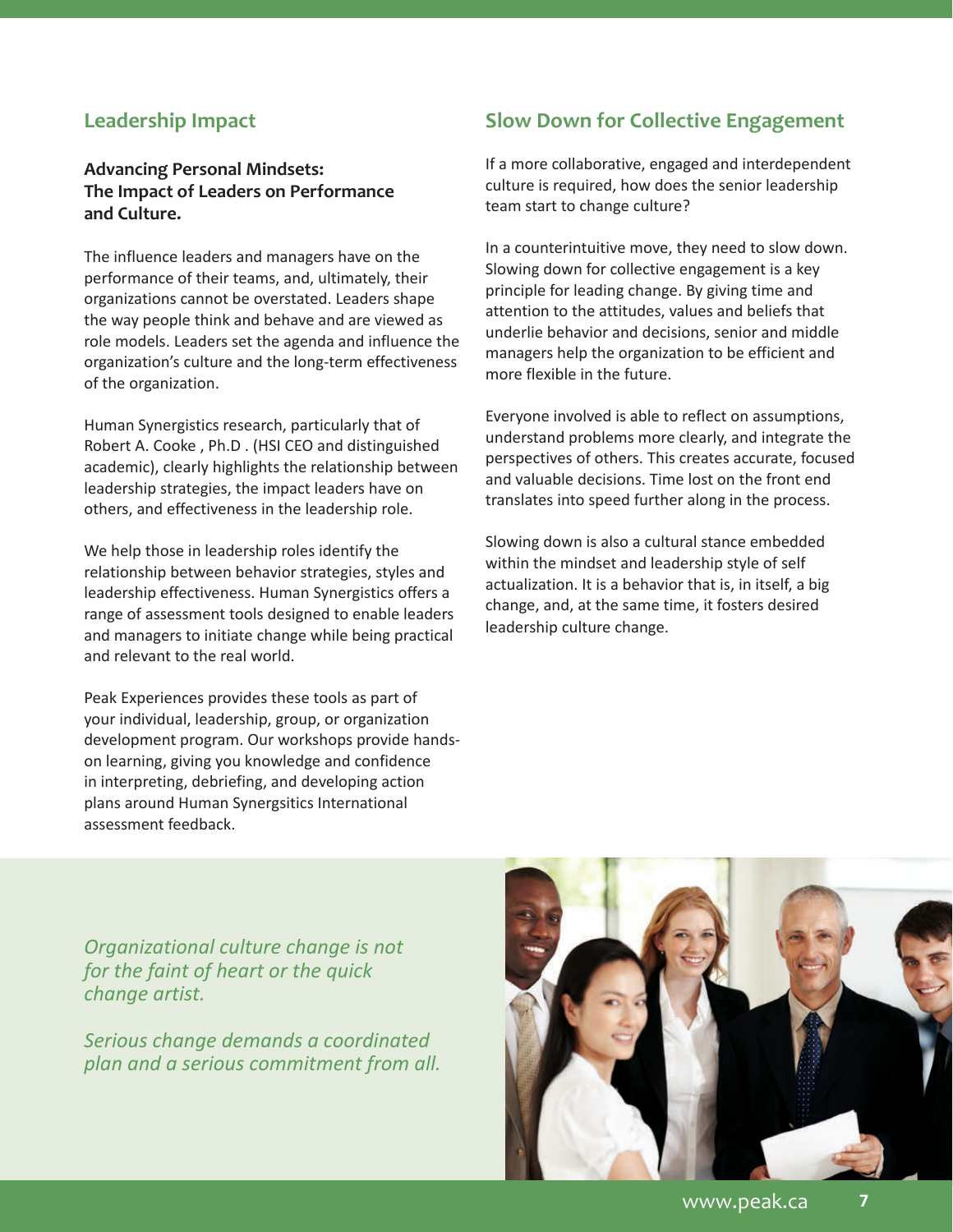## Leadership Impact

**Advancing Personal Mindsets: The Impact of Leaders on Performance and Culture.**

The influence leaders and managers have on the performance of their teams, and, ultimately, their organizations cannot be overstated. Leaders shape the way people think and behave and are viewed as role models. Leaders set the agenda and influence the organization's culture and the long-term effectiveness of the organization.

Human Synergistics research, particularly that of Robert A. Cooke , Ph.D . (HSI CEO and distinguished academic), clearly highlights the relationship between leadership strategies, the impact leaders have on others, and effectiveness in the leadership role.

We help those in leadership roles identify the relationship between behavior strategies, styles and leadership effectiveness. Human Synergistics offers a range of assessment tools designed to enable leaders and managers to initiate change while being practical and relevant to the real world.

Peak Experiences provides these tools as part of your individual, leadership, group, or organization development program. Our workshops provide hands-on learning, giving you knowledge and confidence in interpreting, debriefing, and developing action plans around Human Synergsitics International assessment feedback.

## Slow Down for Collective Engagement

If a more collaborative, engaged and interdependent culture is required, how does the senior leadership team start to change culture?

In a counterintuitive move, they need to slow down. Slowing down for collective engagement is a key principle for leading change. By giving time and attention to the attitudes, values and beliefs that underlie behavior and decisions, senior and middle managers help the organization to be efficient and more flexible in the future.

Everyone involved is able to reflect on assumptions, understand problems more clearly, and integrate the perspectives of others. This creates accurate, focused and valuable decisions. Time lost on the front end translates into speed further along in the process.

Slowing down is also a cultural stance embedded within the mindset and leadership style of self actualization. It is a behavior that is, in itself, a big change, and, at the same time, it fosters desired leadership culture change.

*Organizational culture change is not for the faint of heart or the quick change artist.*

*Serious change demands a coordinated plan and a serious commitment from all.*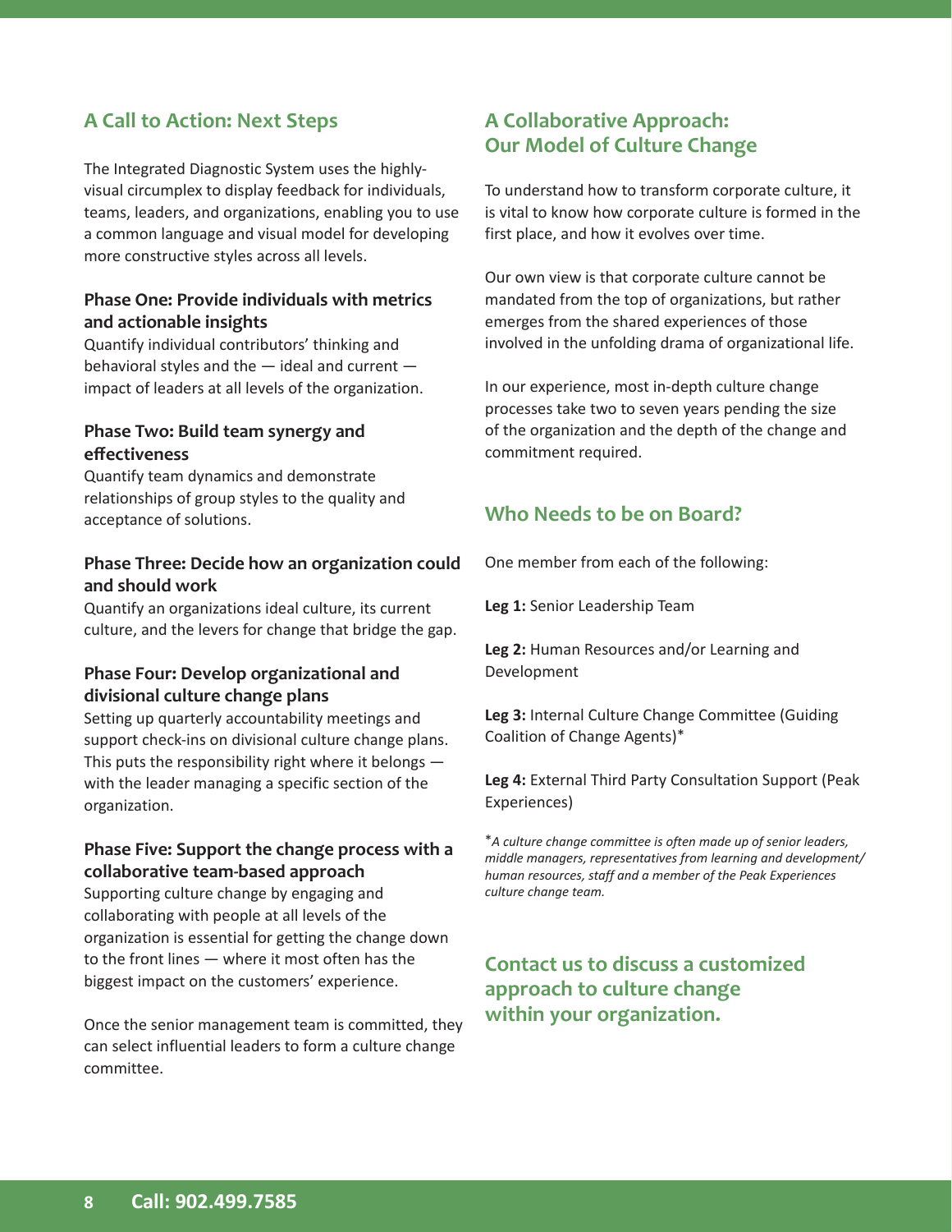## A Call to Action: Next Steps

The Integrated Diagnostic System uses the highly-visual circumplex to display feedback for individuals, teams, leaders, and organizations, enabling you to use a common language and visual model for developing more constructive styles across all levels.

**Phase One: Provide individuals with metrics and actionable insights**
Quantify individual contributors' thinking and behavioral styles and the — ideal and current — impact of leaders at all levels of the organization.

**Phase Two: Build team synergy and effectiveness**
Quantify team dynamics and demonstrate relationships of group styles to the quality and acceptance of solutions.

**Phase Three: Decide how an organization could and should work**
Quantify an organizations ideal culture, its current culture, and the levers for change that bridge the gap.

**Phase Four: Develop organizational and divisional culture change plans**
Setting up quarterly accountability meetings and support check-ins on divisional culture change plans. This puts the responsibility right where it belongs — with the leader managing a specific section of the organization.

**Phase Five: Support the change process with a collaborative team-based approach**
Supporting culture change by engaging and collaborating with people at all levels of the organization is essential for getting the change down to the front lines — where it most often has the biggest impact on the customers' experience.

Once the senior management team is committed, they can select influential leaders to form a culture change committee.

## A Collaborative Approach: Our Model of Culture Change

To understand how to transform corporate culture, it is vital to know how corporate culture is formed in the first place, and how it evolves over time.

Our own view is that corporate culture cannot be mandated from the top of organizations, but rather emerges from the shared experiences of those involved in the unfolding drama of organizational life.

In our experience, most in-depth culture change processes take two to seven years pending the size of the organization and the depth of the change and commitment required.

## Who Needs to be on Board?

One member from each of the following:

**Leg 1:** Senior Leadership Team

**Leg 2:** Human Resources and/or Learning and Development

**Leg 3:** Internal Culture Change Committee (Guiding Coalition of Change Agents)*

**Leg 4:** External Third Party Consultation Support (Peak Experiences)

*\*A culture change committee is often made up of senior leaders, middle managers, representatives from learning and development/ human resources, staff and a member of the Peak Experiences culture change team.*

## Contact us to discuss a customized approach to culture change within your organization.

**Call: 902.499.7585**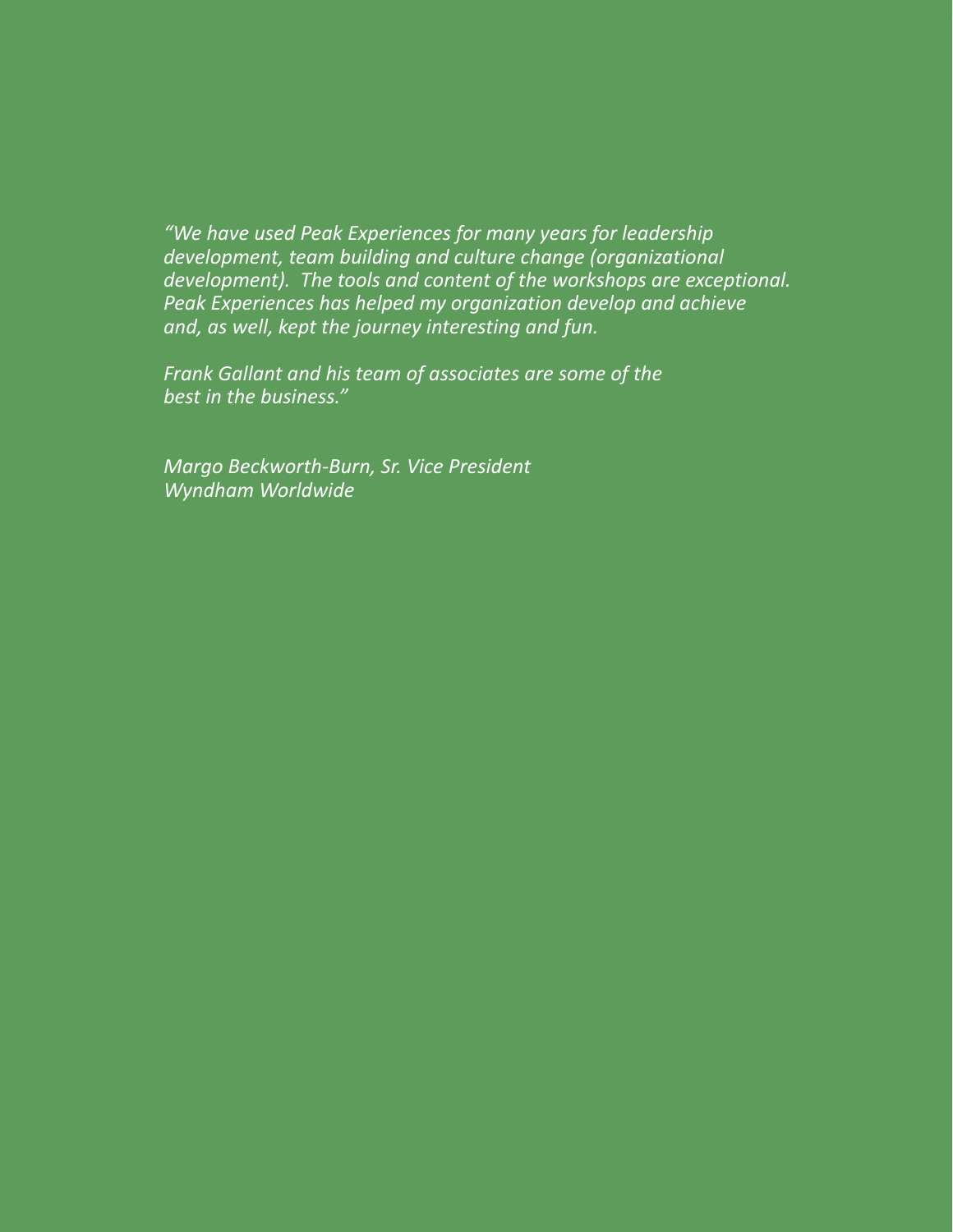*"We have used Peak Experiences for many years for leadership development, team building and culture change (organizational development). The tools and content of the workshops are exceptional. Peak Experiences has helped my organization develop and achieve and, as well, kept the journey interesting and fun.*

*Frank Gallant and his team of associates are some of the best in the business."*

*Margo Beckworth-Burn, Sr. Vice President*
*Wyndham Worldwide*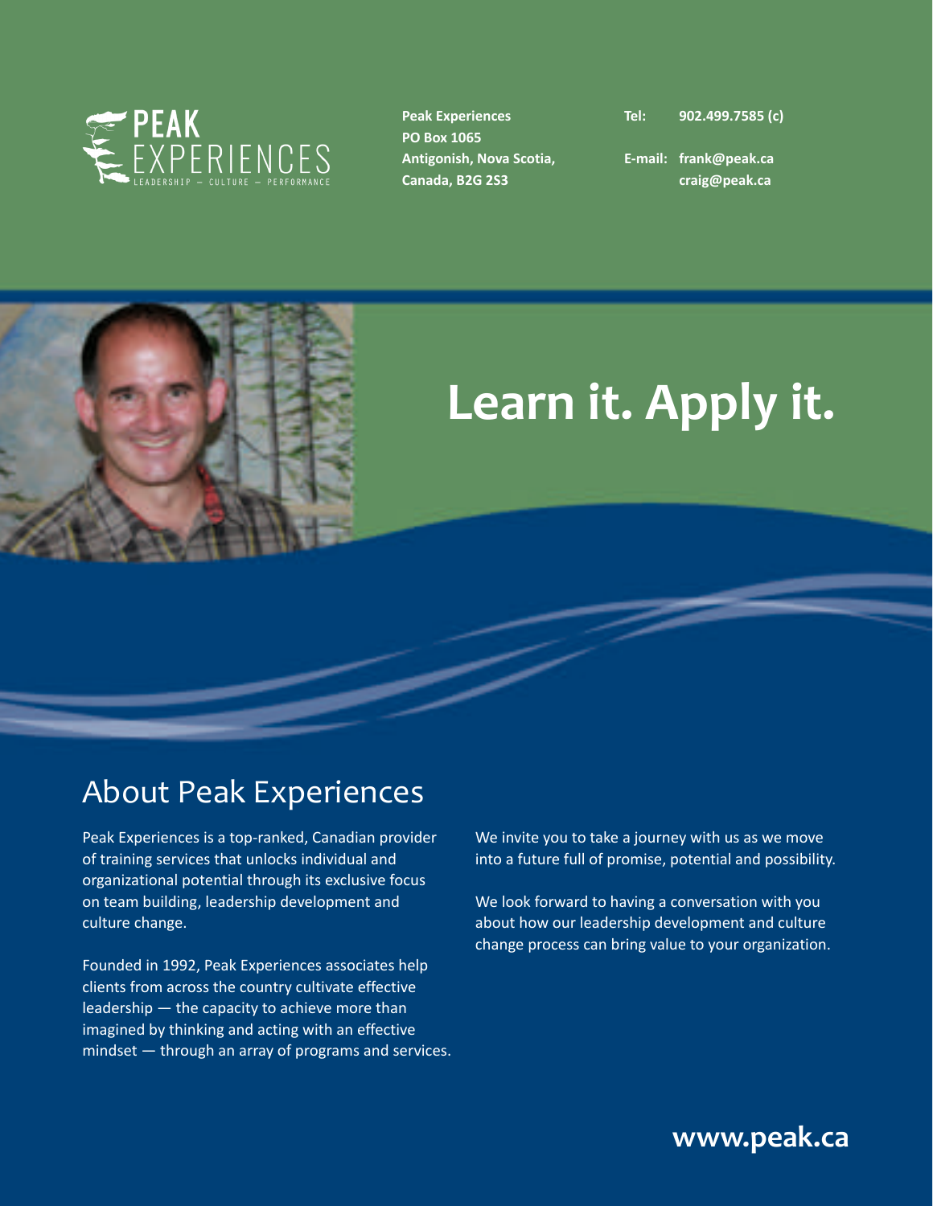PEAK EXPERIENCES

LEADERSHIP — CULTURE — PERFORMANCE

**Peak Experiences**
**PO Box 1065**
**Antigonish, Nova Scotia,**
**Canada, B2G 2S3**

**Tel:** **902.499.7585 (c)**

**E-mail:** **frank@peak.ca**
**craig@peak.ca**

# Learn it. Apply it.

## About Peak Experiences

Peak Experiences is a top-ranked, Canadian provider of training services that unlocks individual and organizational potential through its exclusive focus on team building, leadership development and culture change.

Founded in 1992, Peak Experiences associates help clients from across the country cultivate effective leadership — the capacity to achieve more than imagined by thinking and acting with an effective mindset — through an array of programs and services.

We invite you to take a journey with us as we move into a future full of promise, potential and possibility.

We look forward to having a conversation with you about how our leadership development and culture change process can bring value to your organization.

**www.peak.ca**